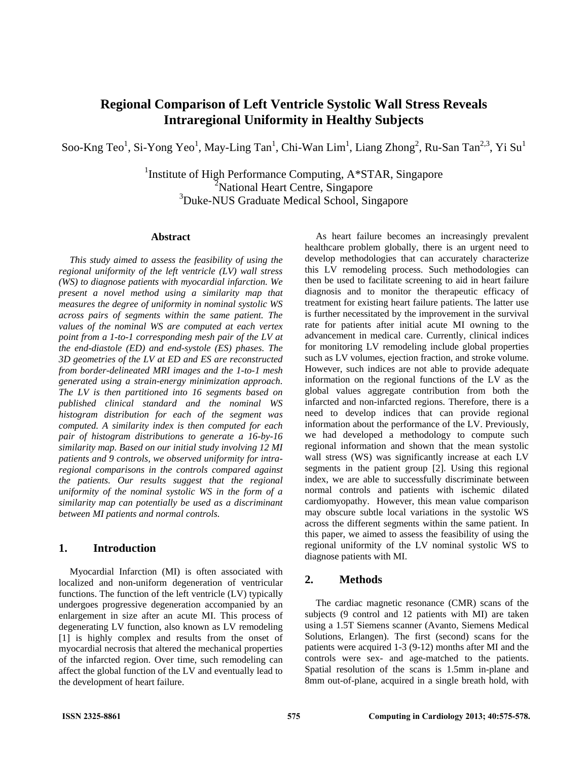# Regional Comparison of Left Ventricle Systolic Wall Stress Reveals Intraregional Uniformity in Healthy Subjects

Soo-Kng Teo[1], Si-Yong Yeo[1], May-Ling Tan[1], Chi-Wan Lim[1], Liang Zhong[2], Ru-San Tan[2,3], Yi Su[1]

[1]Institute of High Performance Computing, A*STAR, Singapore
[2]National Heart Centre, Singapore
[3]Duke-NUS Graduate Medical School, Singapore

### Abstract

*This study aimed to assess the feasibility of using the regional uniformity of the left ventricle (LV) wall stress (WS) to diagnose patients with myocardial infarction. We present a novel method using a similarity map that measures the degree of uniformity in nominal systolic WS across pairs of segments within the same patient. The values of the nominal WS are computed at each vertex point from a 1-to-1 corresponding mesh pair of the LV at the end-diastole (ED) and end-systole (ES) phases. The 3D geometries of the LV at ED and ES are reconstructed from border-delineated MRI images and the 1-to-1 mesh generated using a strain-energy minimization approach. The LV is then partitioned into 16 segments based on published clinical standard and the nominal WS histogram distribution for each of the segment was computed. A similarity index is then computed for each pair of histogram distributions to generate a 16-by-16 similarity map. Based on our initial study involving 12 MI patients and 9 controls, we observed uniformity for intra-regional comparisons in the controls compared against the patients. Our results suggest that the regional uniformity of the nominal systolic WS in the form of a similarity map can potentially be used as a discriminant between MI patients and normal controls.*

## 1. Introduction

Myocardial Infarction (MI) is often associated with localized and non-uniform degeneration of ventricular functions. The function of the left ventricle (LV) typically undergoes progressive degeneration accompanied by an enlargement in size after an acute MI. This process of degenerating LV function, also known as LV remodeling [1] is highly complex and results from the onset of myocardial necrosis that altered the mechanical properties of the infarcted region. Over time, such remodeling can affect the global function of the LV and eventually lead to the development of heart failure.

As heart failure becomes an increasingly prevalent healthcare problem globally, there is an urgent need to develop methodologies that can accurately characterize this LV remodeling process. Such methodologies can then be used to facilitate screening to aid in heart failure diagnosis and to monitor the therapeutic efficacy of treatment for existing heart failure patients. The latter use is further necessitated by the improvement in the survival rate for patients after initial acute MI owning to the advancement in medical care. Currently, clinical indices for monitoring LV remodeling include global properties such as LV volumes, ejection fraction, and stroke volume. However, such indices are not able to provide adequate information on the regional functions of the LV as the global values aggregate contribution from both the infarcted and non-infarcted regions. Therefore, there is a need to develop indices that can provide regional information about the performance of the LV. Previously, we had developed a methodology to compute such regional information and shown that the mean systolic wall stress (WS) was significantly increase at each LV segments in the patient group [2]. Using this regional index, we are able to successfully discriminate between normal controls and patients with ischemic dilated cardiomyopathy. However, this mean value comparison may obscure subtle local variations in the systolic WS across the different segments within the same patient. In this paper, we aimed to assess the feasibility of using the regional uniformity of the LV nominal systolic WS to diagnose patients with MI.

## 2. Methods

The cardiac magnetic resonance (CMR) scans of the subjects (9 control and 12 patients with MI) are taken using a 1.5T Siemens scanner (Avanto, Siemens Medical Solutions, Erlangen). The first (second) scans for the patients were acquired 1-3 (9-12) months after MI and the controls were sex- and age-matched to the patients. Spatial resolution of the scans is 1.5mm in-plane and 8mm out-of-plane, acquired in a single breath hold, with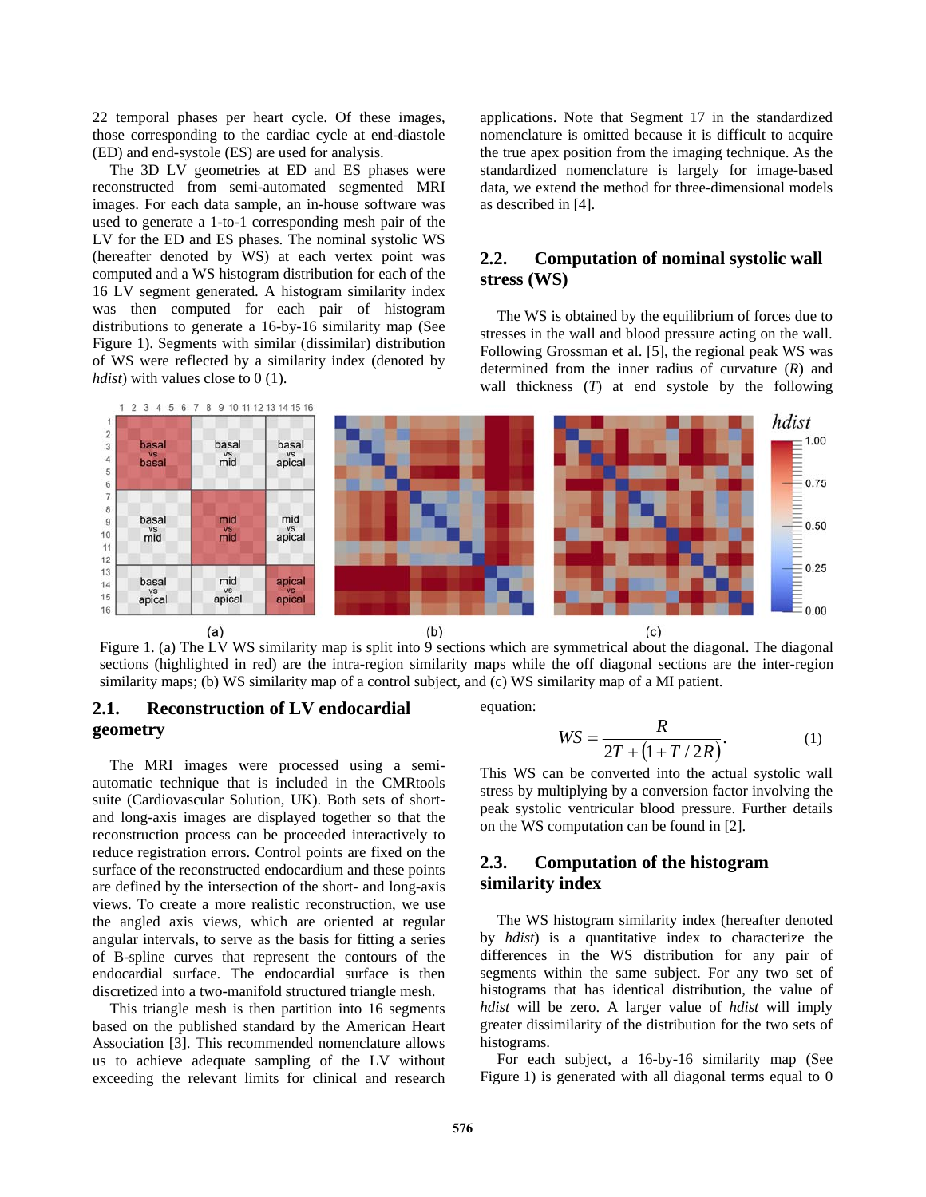22 temporal phases per heart cycle. Of these images, those corresponding to the cardiac cycle at end-diastole (ED) and end-systole (ES) are used for analysis.

The 3D LV geometries at ED and ES phases were reconstructed from semi-automated segmented MRI images. For each data sample, an in-house software was used to generate a 1-to-1 corresponding mesh pair of the LV for the ED and ES phases. The nominal systolic WS (hereafter denoted by WS) at each vertex point was computed and a WS histogram distribution for each of the 16 LV segment generated. A histogram similarity index was then computed for each pair of histogram distributions to generate a 16-by-16 similarity map (See Figure 1). Segments with similar (dissimilar) distribution of WS were reflected by a similarity index (denoted by *hdist*) with values close to 0 (1).

Figure 1. (a) The LV WS similarity map is split into 9 sections which are symmetrical about the diagonal. The diagonal sections (highlighted in red) are the intra-region similarity maps while the off diagonal sections are the inter-region similarity maps; (b) WS similarity map of a control subject, and (c) WS similarity map of a MI patient.

## 2.1. Reconstruction of LV endocardial geometry

The MRI images were processed using a semi-automatic technique that is included in the CMRtools suite (Cardiovascular Solution, UK). Both sets of short- and long-axis images are displayed together so that the reconstruction process can be proceeded interactively to reduce registration errors. Control points are fixed on the surface of the reconstructed endocardium and these points are defined by the intersection of the short- and long-axis views. To create a more realistic reconstruction, we use the angled axis views, which are oriented at regular angular intervals, to serve as the basis for fitting a series of B-spline curves that represent the contours of the endocardial surface. The endocardial surface is then discretized into a two-manifold structured triangle mesh.

This triangle mesh is then partition into 16 segments based on the published standard by the American Heart Association [3]. This recommended nomenclature allows us to achieve adequate sampling of the LV without exceeding the relevant limits for clinical and research applications. Note that Segment 17 in the standardized nomenclature is omitted because it is difficult to acquire the true apex position from the imaging technique. As the standardized nomenclature is largely for image-based data, we extend the method for three-dimensional models as described in [4].

## 2.2. Computation of nominal systolic wall stress (WS)

The WS is obtained by the equilibrium of forces due to stresses in the wall and blood pressure acting on the wall. Following Grossman et al. [5], the regional peak WS was determined from the inner radius of curvature ($R$) and wall thickness ($T$) at end systole by the following equation:

$$WS = \frac{R}{2T + \left(1 + T/2R\right)}. \tag{1}$$

This WS can be converted into the actual systolic wall stress by multiplying by a conversion factor involving the peak systolic ventricular blood pressure. Further details on the WS computation can be found in [2].

## 2.3. Computation of the histogram similarity index

The WS histogram similarity index (hereafter denoted by *hdist*) is a quantitative index to characterize the differences in the WS distribution for any pair of segments within the same subject. For any two set of histograms that has identical distribution, the value of *hdist* will be zero. A larger value of *hdist* will imply greater dissimilarity of the distribution for the two sets of histograms.

For each subject, a 16-by-16 similarity map (See Figure 1) is generated with all diagonal terms equal to 0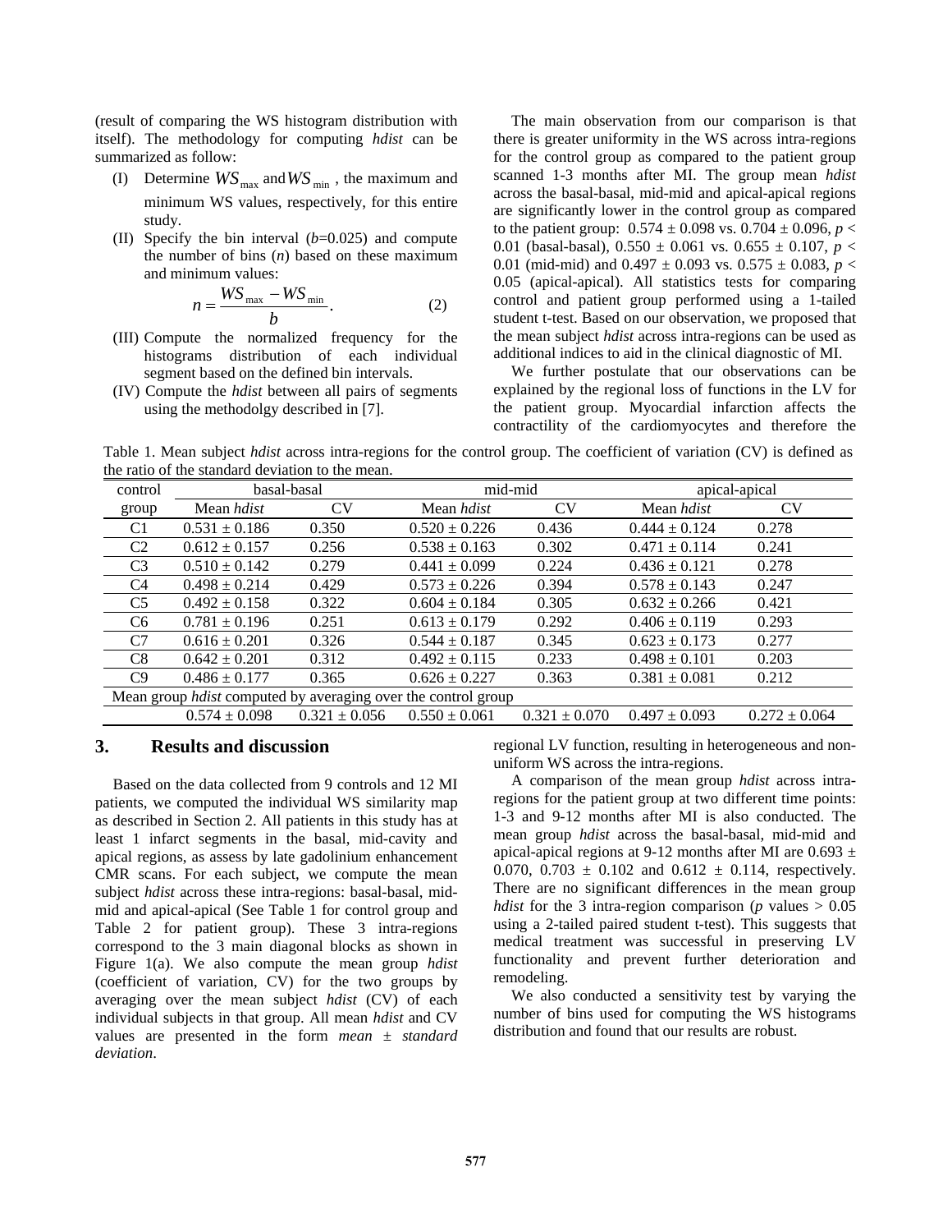(result of comparing the WS histogram distribution with itself). The methodology for computing *hdist* can be summarized as follow:

(I) Determine $WS_{\max}$ and $WS_{\min}$, the maximum and minimum WS values, respectively, for this entire study.

(II) Specify the bin interval ($b$=0.025) and compute the number of bins ($n$) based on these maximum and minimum values:

$$n = \frac{WS_{\max} - WS_{\min}}{b}. \tag{2}$$

(III) Compute the normalized frequency for the histograms distribution of each individual segment based on the defined bin intervals.

(IV) Compute the *hdist* between all pairs of segments using the methodolgy described in [7].

The main observation from our comparison is that there is greater uniformity in the WS across intra-regions for the control group as compared to the patient group scanned 1-3 months after MI. The group mean *hdist* across the basal-basal, mid-mid and apical-apical regions are significantly lower in the control group as compared to the patient group: $0.574 \pm 0.098$ vs. $0.704 \pm 0.096$, $p < 0.01$ (basal-basal), $0.550 \pm 0.061$ vs. $0.655 \pm 0.107$, $p < 0.01$ (mid-mid) and $0.497 \pm 0.093$ vs. $0.575 \pm 0.083$, $p < 0.05$ (apical-apical). All statistics tests for comparing control and patient group performed using a 1-tailed student t-test. Based on our observation, we proposed that the mean subject *hdist* across intra-regions can be used as additional indices to aid in the clinical diagnostic of MI.

We further postulate that our observations can be explained by the regional loss of functions in the LV for the patient group. Myocardial infarction affects the contractility of the cardiomyocytes and therefore the regional LV function, resulting in heterogeneous and non-uniform WS across the intra-regions.

Table 1. Mean subject *hdist* across intra-regions for the control group. The coefficient of variation (CV) is defined as the ratio of the standard deviation to the mean.

| control | basal-basal | | mid-mid | | apical-apical | |
|---|---|---|---|---|---|---|
| group | Mean *hdist* | CV | Mean *hdist* | CV | Mean *hdist* | CV |
| C1 | 0.531 ± 0.186 | 0.350 | 0.520 ± 0.226 | 0.436 | 0.444 ± 0.124 | 0.278 |
| C2 | 0.612 ± 0.157 | 0.256 | 0.538 ± 0.163 | 0.302 | 0.471 ± 0.114 | 0.241 |
| C3 | 0.510 ± 0.142 | 0.279 | 0.441 ± 0.099 | 0.224 | 0.436 ± 0.121 | 0.278 |
| C4 | 0.498 ± 0.214 | 0.429 | 0.573 ± 0.226 | 0.394 | 0.578 ± 0.143 | 0.247 |
| C5 | 0.492 ± 0.158 | 0.322 | 0.604 ± 0.184 | 0.305 | 0.632 ± 0.266 | 0.421 |
| C6 | 0.781 ± 0.196 | 0.251 | 0.613 ± 0.179 | 0.292 | 0.406 ± 0.119 | 0.293 |
| C7 | 0.616 ± 0.201 | 0.326 | 0.544 ± 0.187 | 0.345 | 0.623 ± 0.173 | 0.277 |
| C8 | 0.642 ± 0.201 | 0.312 | 0.492 ± 0.115 | 0.233 | 0.498 ± 0.101 | 0.203 |
| C9 | 0.486 ± 0.177 | 0.365 | 0.626 ± 0.227 | 0.363 | 0.381 ± 0.081 | 0.212 |
| Mean group *hdist* computed by averaging over the control group | | | | | | |
| | 0.574 ± 0.098 | 0.321 ± 0.056 | 0.550 ± 0.061 | 0.321 ± 0.070 | 0.497 ± 0.093 | 0.272 ± 0.064 |

## 3. Results and discussion

Based on the data collected from 9 controls and 12 MI patients, we computed the individual WS similarity map as described in Section 2. All patients in this study has at least 1 infarct segments in the basal, mid-cavity and apical regions, as assess by late gadolinium enhancement CMR scans. For each subject, we compute the mean subject *hdist* across these intra-regions: basal-basal, mid-mid and apical-apical (See Table 1 for control group and Table 2 for patient group). These 3 intra-regions correspond to the 3 main diagonal blocks as shown in Figure 1(a). We also compute the mean group *hdist* (coefficient of variation, CV) for the two groups by averaging over the mean subject *hdist* (CV) of each individual subjects in that group. All mean *hdist* and CV values are presented in the form *mean ± standard deviation*.

A comparison of the mean group *hdist* across intra-regions for the patient group at two different time points: 1-3 and 9-12 months after MI is also conducted. The mean group *hdist* across the basal-basal, mid-mid and apical-apical regions at 9-12 months after MI are $0.693 \pm 0.070$, $0.703 \pm 0.102$ and $0.612 \pm 0.114$, respectively. There are no significant differences in the mean group *hdist* for the 3 intra-region comparison ($p$ values $> 0.05$ using a 2-tailed paired student t-test). This suggests that medical treatment was successful in preserving LV functionality and prevent further deterioration and remodeling.

We also conducted a sensitivity test by varying the number of bins used for computing the WS histograms distribution and found that our results are robust.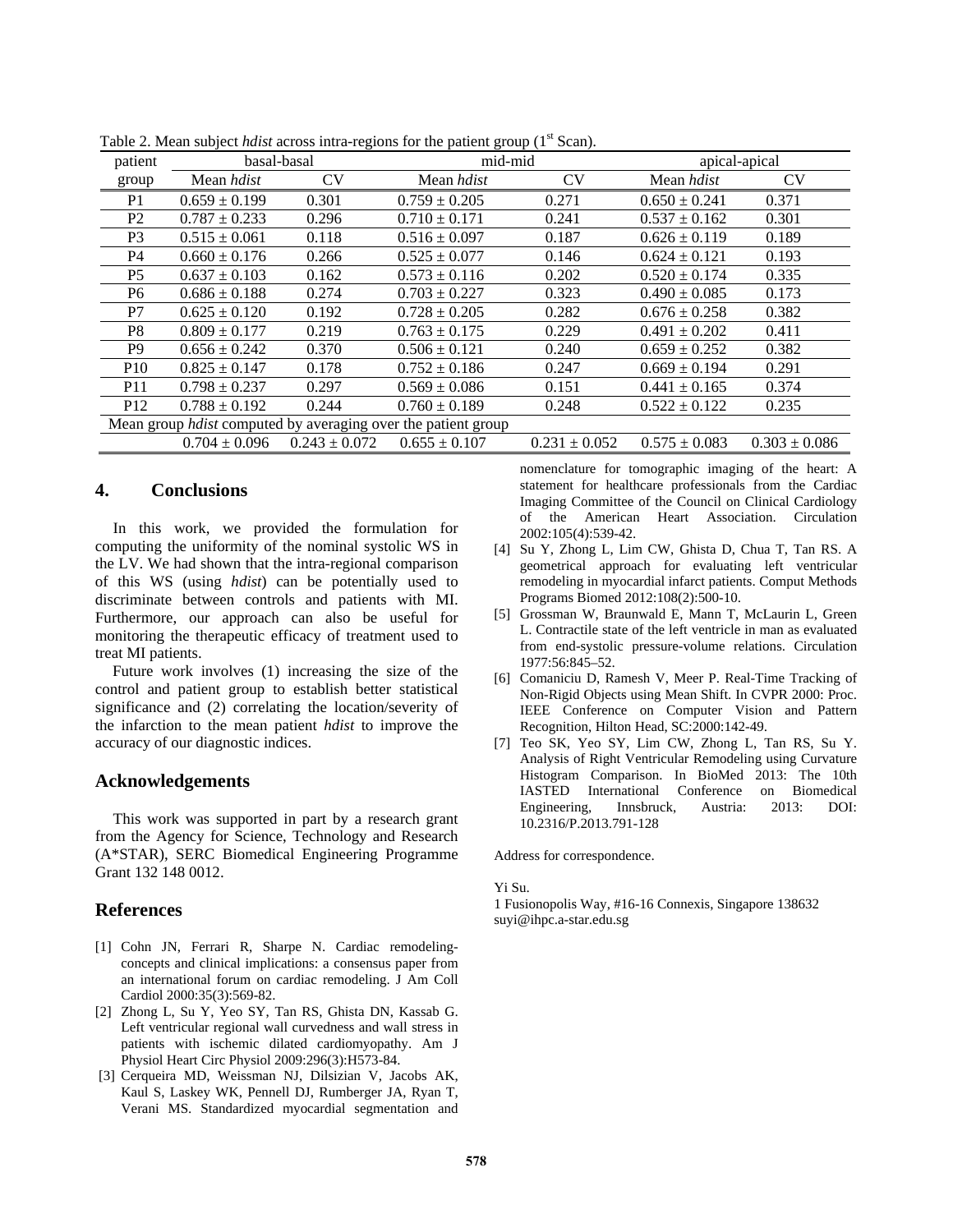Table 2. Mean subject *hdist* across intra-regions for the patient group (1st Scan).

| patient | basal-basal | | mid-mid | | apical-apical | |
|---|---|---|---|---|---|---|
| group | Mean *hdist* | CV | Mean *hdist* | CV | Mean *hdist* | CV |
| P1 | 0.659 ± 0.199 | 0.301 | 0.759 ± 0.205 | 0.271 | 0.650 ± 0.241 | 0.371 |
| P2 | 0.787 ± 0.233 | 0.296 | 0.710 ± 0.171 | 0.241 | 0.537 ± 0.162 | 0.301 |
| P3 | 0.515 ± 0.061 | 0.118 | 0.516 ± 0.097 | 0.187 | 0.626 ± 0.119 | 0.189 |
| P4 | 0.660 ± 0.176 | 0.266 | 0.525 ± 0.077 | 0.146 | 0.624 ± 0.121 | 0.193 |
| P5 | 0.637 ± 0.103 | 0.162 | 0.573 ± 0.116 | 0.202 | 0.520 ± 0.174 | 0.335 |
| P6 | 0.686 ± 0.188 | 0.274 | 0.703 ± 0.227 | 0.323 | 0.490 ± 0.085 | 0.173 |
| P7 | 0.625 ± 0.120 | 0.192 | 0.728 ± 0.205 | 0.282 | 0.676 ± 0.258 | 0.382 |
| P8 | 0.809 ± 0.177 | 0.219 | 0.763 ± 0.175 | 0.229 | 0.491 ± 0.202 | 0.411 |
| P9 | 0.656 ± 0.242 | 0.370 | 0.506 ± 0.121 | 0.240 | 0.659 ± 0.252 | 0.382 |
| P10 | 0.825 ± 0.147 | 0.178 | 0.752 ± 0.186 | 0.247 | 0.669 ± 0.194 | 0.291 |
| P11 | 0.798 ± 0.237 | 0.297 | 0.569 ± 0.086 | 0.151 | 0.441 ± 0.165 | 0.374 |
| P12 | 0.788 ± 0.192 | 0.244 | 0.760 ± 0.189 | 0.248 | 0.522 ± 0.122 | 0.235 |
| Mean group *hdist* computed by averaging over the patient group | | | | | | |
| | 0.704 ± 0.096 | 0.243 ± 0.072 | 0.655 ± 0.107 | 0.231 ± 0.052 | 0.575 ± 0.083 | 0.303 ± 0.086 |

## 4. Conclusions

In this work, we provided the formulation for computing the uniformity of the nominal systolic WS in the LV. We had shown that the intra-regional comparison of this WS (using *hdist*) can be potentially used to discriminate between controls and patients with MI. Furthermore, our approach can also be useful for monitoring the therapeutic efficacy of treatment used to treat MI patients.

Future work involves (1) increasing the size of the control and patient group to establish better statistical significance and (2) correlating the location/severity of the infarction to the mean patient *hdist* to improve the accuracy of our diagnostic indices.

## Acknowledgements

This work was supported in part by a research grant from the Agency for Science, Technology and Research (A*STAR), SERC Biomedical Engineering Programme Grant 132 148 0012.

## References

[1] Cohn JN, Ferrari R, Sharpe N. Cardiac remodeling-concepts and clinical implications: a consensus paper from an international forum on cardiac remodeling. J Am Coll Cardiol 2000:35(3):569-82.

[2] Zhong L, Su Y, Yeo SY, Tan RS, Ghista DN, Kassab G. Left ventricular regional wall curvedness and wall stress in patients with ischemic dilated cardiomyopathy. Am J Physiol Heart Circ Physiol 2009:296(3):H573-84.

[3] Cerqueira MD, Weissman NJ, Dilsizian V, Jacobs AK, Kaul S, Laskey WK, Pennell DJ, Rumberger JA, Ryan T, Verani MS. Standardized myocardial segmentation and nomenclature for tomographic imaging of the heart: A statement for healthcare professionals from the Cardiac Imaging Committee of the Council on Clinical Cardiology of the American Heart Association. Circulation 2002:105(4):539-42.

[4] Su Y, Zhong L, Lim CW, Ghista D, Chua T, Tan RS. A geometrical approach for evaluating left ventricular remodeling in myocardial infarct patients. Comput Methods Programs Biomed 2012:108(2):500-10.

[5] Grossman W, Braunwald E, Mann T, McLaurin L, Green L. Contractile state of the left ventricle in man as evaluated from end-systolic pressure-volume relations. Circulation 1977:56:845–52.

[6] Comaniciu D, Ramesh V, Meer P. Real-Time Tracking of Non-Rigid Objects using Mean Shift. In CVPR 2000: Proc. IEEE Conference on Computer Vision and Pattern Recognition, Hilton Head, SC:2000:142-49.

[7] Teo SK, Yeo SY, Lim CW, Zhong L, Tan RS, Su Y. Analysis of Right Ventricular Remodeling using Curvature Histogram Comparison. In BioMed 2013: The 10th IASTED International Conference on Biomedical Engineering, Innsbruck, Austria: 2013: DOI: 10.2316/P.2013.791-128

Address for correspondence.

Yi Su.
1 Fusionopolis Way, #16-16 Connexis, Singapore 138632
suyi@ihpc.a-star.edu.sg